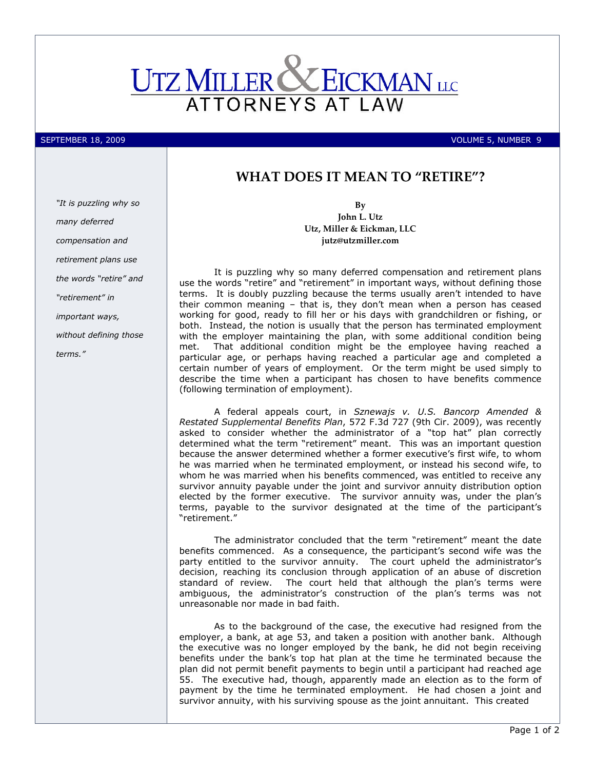# UTZ MILLER & EICKMAN LLC
ATTORNEYS AT LAW

SEPTEMBER 18, 2009 VOLUME 5, NUMBER 9

## WHAT DOES IT MEAN TO "RETIRE"?

*"It is puzzling why so many deferred compensation and retirement plans use the words "retire" and "retirement" in important ways, without defining those terms."*

**By**
**John L. Utz**
**Utz, Miller & Eickman, LLC**
**jutz@utzmiller.com**

It is puzzling why so many deferred compensation and retirement plans use the words "retire" and "retirement" in important ways, without defining those terms. It is doubly puzzling because the terms usually aren't intended to have their common meaning – that is, they don't mean when a person has ceased working for good, ready to fill her or his days with grandchildren or fishing, or both. Instead, the notion is usually that the person has terminated employment with the employer maintaining the plan, with some additional condition being met. That additional condition might be the employee having reached a particular age, or perhaps having reached a particular age and completed a certain number of years of employment. Or the term might be used simply to describe the time when a participant has chosen to have benefits commence (following termination of employment).

A federal appeals court, in *Sznewajs v. U.S. Bancorp Amended & Restated Supplemental Benefits Plan*, 572 F.3d 727 (9th Cir. 2009), was recently asked to consider whether the administrator of a "top hat" plan correctly determined what the term "retirement" meant. This was an important question because the answer determined whether a former executive's first wife, to whom he was married when he terminated employment, or instead his second wife, to whom he was married when his benefits commenced, was entitled to receive any survivor annuity payable under the joint and survivor annuity distribution option elected by the former executive. The survivor annuity was, under the plan's terms, payable to the survivor designated at the time of the participant's "retirement."

The administrator concluded that the term "retirement" meant the date benefits commenced. As a consequence, the participant's second wife was the party entitled to the survivor annuity. The court upheld the administrator's decision, reaching its conclusion through application of an abuse of discretion standard of review. The court held that although the plan's terms were ambiguous, the administrator's construction of the plan's terms was not unreasonable nor made in bad faith.

As to the background of the case, the executive had resigned from the employer, a bank, at age 53, and taken a position with another bank. Although the executive was no longer employed by the bank, he did not begin receiving benefits under the bank's top hat plan at the time he terminated because the plan did not permit benefit payments to begin until a participant had reached age 55. The executive had, though, apparently made an election as to the form of payment by the time he terminated employment. He had chosen a joint and survivor annuity, with his surviving spouse as the joint annuitant. This created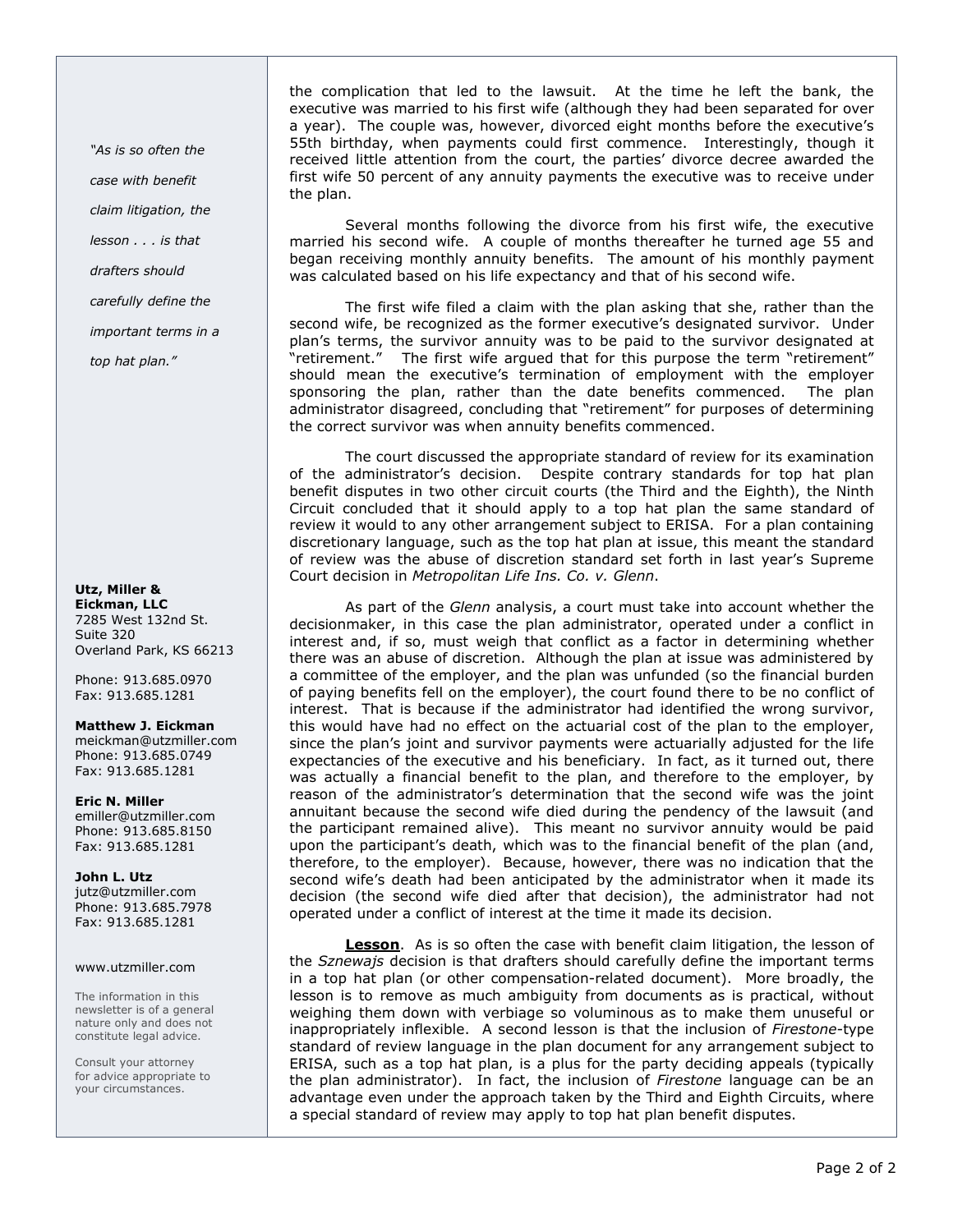the complication that led to the lawsuit. At the time he left the bank, the executive was married to his first wife (although they had been separated for over a year). The couple was, however, divorced eight months before the executive's 55th birthday, when payments could first commence. Interestingly, though it received little attention from the court, the parties' divorce decree awarded the first wife 50 percent of any annuity payments the executive was to receive under the plan.

Several months following the divorce from his first wife, the executive married his second wife. A couple of months thereafter he turned age 55 and began receiving monthly annuity benefits. The amount of his monthly payment was calculated based on his life expectancy and that of his second wife.

The first wife filed a claim with the plan asking that she, rather than the second wife, be recognized as the former executive's designated survivor. Under plan's terms, the survivor annuity was to be paid to the survivor designated at "retirement." The first wife argued that for this purpose the term "retirement" should mean the executive's termination of employment with the employer sponsoring the plan, rather than the date benefits commenced. The plan administrator disagreed, concluding that "retirement" for purposes of determining the correct survivor was when annuity benefits commenced.

The court discussed the appropriate standard of review for its examination of the administrator's decision. Despite contrary standards for top hat plan benefit disputes in two other circuit courts (the Third and the Eighth), the Ninth Circuit concluded that it should apply to a top hat plan the same standard of review it would to any other arrangement subject to ERISA. For a plan containing discretionary language, such as the top hat plan at issue, this meant the standard of review was the abuse of discretion standard set forth in last year's Supreme Court decision in *Metropolitan Life Ins. Co. v. Glenn*.

As part of the *Glenn* analysis, a court must take into account whether the decisionmaker, in this case the plan administrator, operated under a conflict in interest and, if so, must weigh that conflict as a factor in determining whether there was an abuse of discretion. Although the plan at issue was administered by a committee of the employer, and the plan was unfunded (so the financial burden of paying benefits fell on the employer), the court found there to be no conflict of interest. That is because if the administrator had identified the wrong survivor, this would have had no effect on the actuarial cost of the plan to the employer, since the plan's joint and survivor payments were actuarially adjusted for the life expectancies of the executive and his beneficiary. In fact, as it turned out, there was actually a financial benefit to the plan, and therefore to the employer, by reason of the administrator's determination that the second wife was the joint annuitant because the second wife died during the pendency of the lawsuit (and the participant remained alive). This meant no survivor annuity would be paid upon the participant's death, which was to the financial benefit of the plan (and, therefore, to the employer). Because, however, there was no indication that the second wife's death had been anticipated by the administrator when it made its decision (the second wife died after that decision), the administrator had not operated under a conflict of interest at the time it made its decision.

**Lesson**. As is so often the case with benefit claim litigation, the lesson of the *Sznewajs* decision is that drafters should carefully define the important terms in a top hat plan (or other compensation-related document). More broadly, the lesson is to remove as much ambiguity from documents as is practical, without weighing them down with verbiage so voluminous as to make them unuseful or inappropriately inflexible. A second lesson is that the inclusion of *Firestone*-type standard of review language in the plan document for any arrangement subject to ERISA, such as a top hat plan, is a plus for the party deciding appeals (typically the plan administrator). In fact, the inclusion of *Firestone* language can be an advantage even under the approach taken by the Third and Eighth Circuits, where a special standard of review may apply to top hat plan benefit disputes.

*"As is so often the case with benefit claim litigation, the lesson . . . is that drafters should carefully define the important terms in a top hat plan."*

**Utz, Miller & Eickman, LLC**
7285 West 132nd St.
Suite 320
Overland Park, KS 66213

Phone: 913.685.0970
Fax: 913.685.1281

**Matthew J. Eickman**
meickman@utzmiller.com
Phone: 913.685.0749
Fax: 913.685.1281

**Eric N. Miller**
emiller@utzmiller.com
Phone: 913.685.8150
Fax: 913.685.1281

**John L. Utz**
jutz@utzmiller.com
Phone: 913.685.7978
Fax: 913.685.1281

www.utzmiller.com

The information in this newsletter is of a general nature only and does not constitute legal advice.

Consult your attorney for advice appropriate to your circumstances.